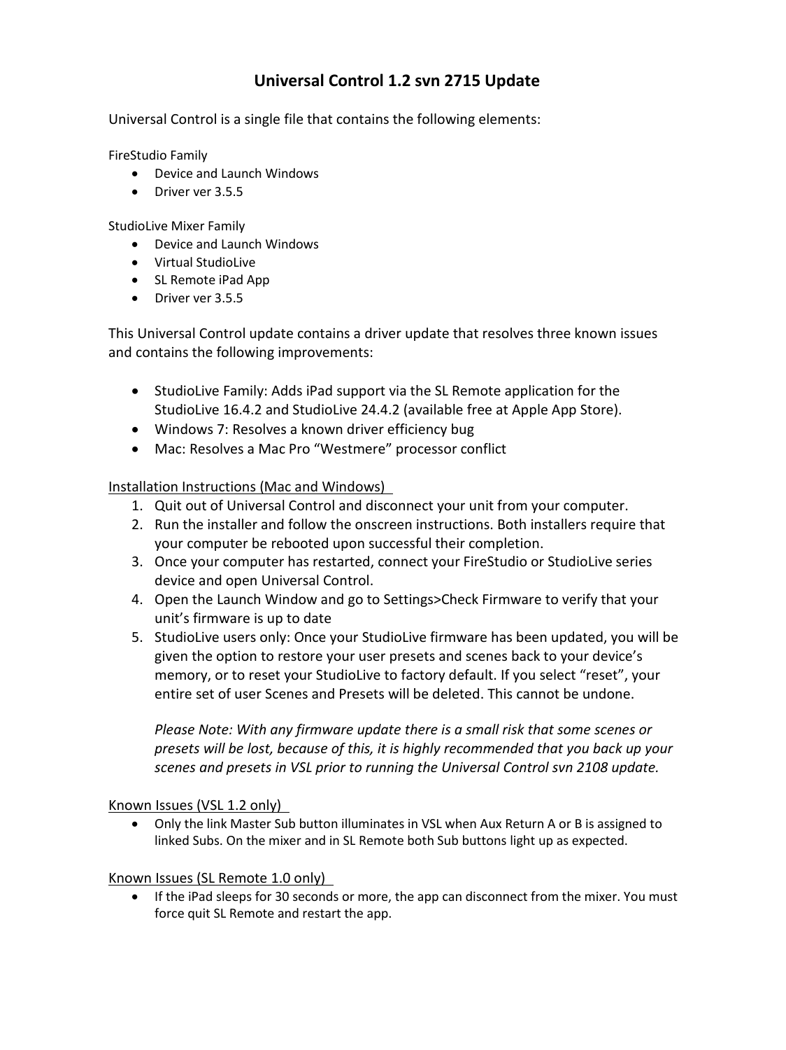# Universal Control 1.2 svn 2715 Update

Universal Control is a single file that contains the following elements:

FireStudio Family

- Device and Launch Windows
- Driver ver 3.5.5

StudioLive Mixer Family

- Device and Launch Windows
- Virtual StudioLive
- SL Remote iPad App
- Driver ver 3.5.5

This Universal Control update contains a driver update that resolves three known issues and contains the following improvements:

- StudioLive Family: Adds iPad support via the SL Remote application for the StudioLive 16.4.2 and StudioLive 24.4.2 (available free at Apple App Store).
- Windows 7: Resolves a known driver efficiency bug
- Mac: Resolves a Mac Pro "Westmere" processor conflict

Installation Instructions (Mac and Windows)

1. Quit out of Universal Control and disconnect your unit from your computer.
2. Run the installer and follow the onscreen instructions. Both installers require that your computer be rebooted upon successful their completion.
3. Once your computer has restarted, connect your FireStudio or StudioLive series device and open Universal Control.
4. Open the Launch Window and go to Settings>Check Firmware to verify that your unit's firmware is up to date
5. StudioLive users only: Once your StudioLive firmware has been updated, you will be given the option to restore your user presets and scenes back to your device's memory, or to reset your StudioLive to factory default. If you select "reset", your entire set of user Scenes and Presets will be deleted. This cannot be undone.

   *Please Note: With any firmware update there is a small risk that some scenes or presets will be lost, because of this, it is highly recommended that you back up your scenes and presets in VSL prior to running the Universal Control svn 2108 update.*

Known Issues (VSL 1.2 only)

- Only the link Master Sub button illuminates in VSL when Aux Return A or B is assigned to linked Subs. On the mixer and in SL Remote both Sub buttons light up as expected.

Known Issues (SL Remote 1.0 only)

- If the iPad sleeps for 30 seconds or more, the app can disconnect from the mixer. You must force quit SL Remote and restart the app.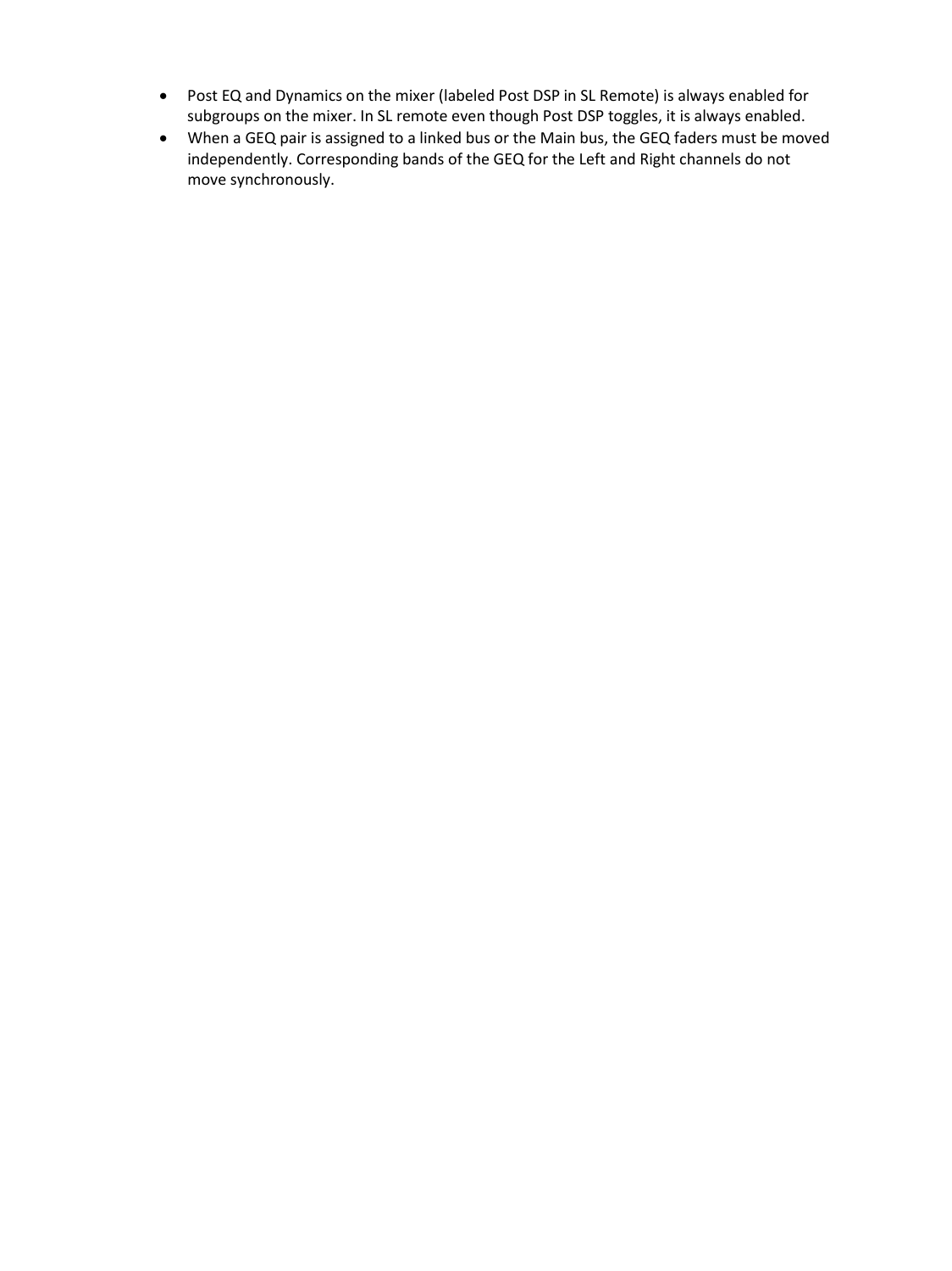- Post EQ and Dynamics on the mixer (labeled Post DSP in SL Remote) is always enabled for subgroups on the mixer. In SL remote even though Post DSP toggles, it is always enabled.
- When a GEQ pair is assigned to a linked bus or the Main bus, the GEQ faders must be moved independently. Corresponding bands of the GEQ for the Left and Right channels do not move synchronously.